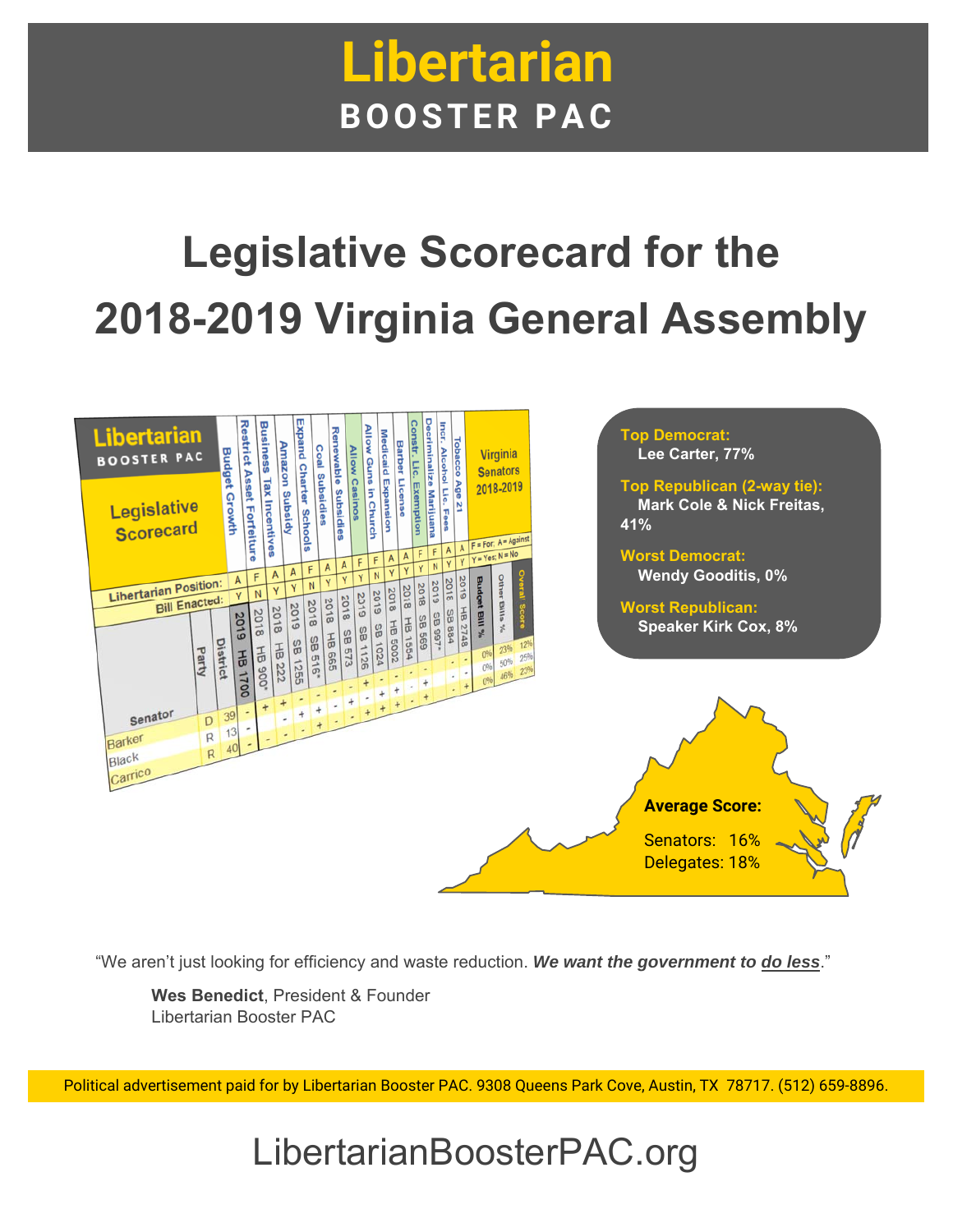# Libertarian

## BOOSTER PAC

# Legislative Scorecard for the 2018-2019 Virginia General Assembly

**Top Democrat:**
Lee Carter, 77%

**Top Republican (2-way tie):**
Mark Cole & Nick Freitas, 41%

**Worst Democrat:**
Wendy Gooditis, 0%

**Worst Republican:**
Speaker Kirk Cox, 8%

**Average Score:**

Senators: 16%
Delegates: 18%

"We aren't just looking for efficiency and waste reduction. ***We want the government to do less***."

**Wes Benedict**, President & Founder
Libertarian Booster PAC

Political advertisement paid for by Libertarian Booster PAC. 9308 Queens Park Cove, Austin, TX 78717. (512) 659-8896.

LibertarianBoosterPAC.org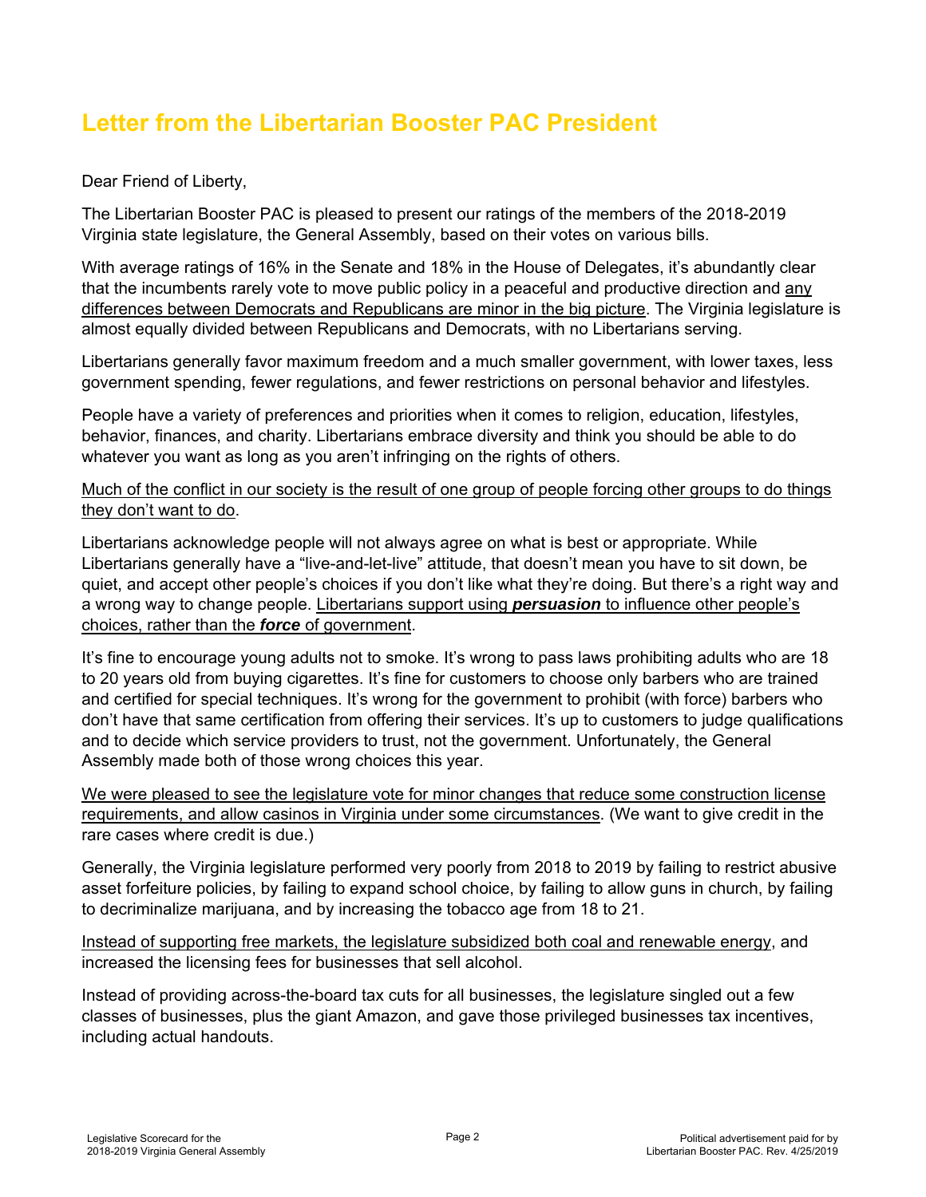# Letter from the Libertarian Booster PAC President

Dear Friend of Liberty,

The Libertarian Booster PAC is pleased to present our ratings of the members of the 2018-2019 Virginia state legislature, the General Assembly, based on their votes on various bills.

With average ratings of 16% in the Senate and 18% in the House of Delegates, it's abundantly clear that the incumbents rarely vote to move public policy in a peaceful and productive direction and <u>any differences between Democrats and Republicans are minor in the big picture</u>. The Virginia legislature is almost equally divided between Republicans and Democrats, with no Libertarians serving.

Libertarians generally favor maximum freedom and a much smaller government, with lower taxes, less government spending, fewer regulations, and fewer restrictions on personal behavior and lifestyles.

People have a variety of preferences and priorities when it comes to religion, education, lifestyles, behavior, finances, and charity. Libertarians embrace diversity and think you should be able to do whatever you want as long as you aren't infringing on the rights of others.

<u>Much of the conflict in our society is the result of one group of people forcing other groups to do things they don't want to do</u>.

Libertarians acknowledge people will not always agree on what is best or appropriate. While Libertarians generally have a "live-and-let-live" attitude, that doesn't mean you have to sit down, be quiet, and accept other people's choices if you don't like what they're doing. But there's a right way and a wrong way to change people. <u>Libertarians support using ***persuasion*** to influence other people's choices, rather than the ***force*** of government</u>.

It's fine to encourage young adults not to smoke. It's wrong to pass laws prohibiting adults who are 18 to 20 years old from buying cigarettes. It's fine for customers to choose only barbers who are trained and certified for special techniques. It's wrong for the government to prohibit (with force) barbers who don't have that same certification from offering their services. It's up to customers to judge qualifications and to decide which service providers to trust, not the government. Unfortunately, the General Assembly made both of those wrong choices this year.

<u>We were pleased to see the legislature vote for minor changes that reduce some construction license requirements, and allow casinos in Virginia under some circumstances</u>. (We want to give credit in the rare cases where credit is due.)

Generally, the Virginia legislature performed very poorly from 2018 to 2019 by failing to restrict abusive asset forfeiture policies, by failing to expand school choice, by failing to allow guns in church, by failing to decriminalize marijuana, and by increasing the tobacco age from 18 to 21.

<u>Instead of supporting free markets, the legislature subsidized both coal and renewable energy</u>, and increased the licensing fees for businesses that sell alcohol.

Instead of providing across-the-board tax cuts for all businesses, the legislature singled out a few classes of businesses, plus the giant Amazon, and gave those privileged businesses tax incentives, including actual handouts.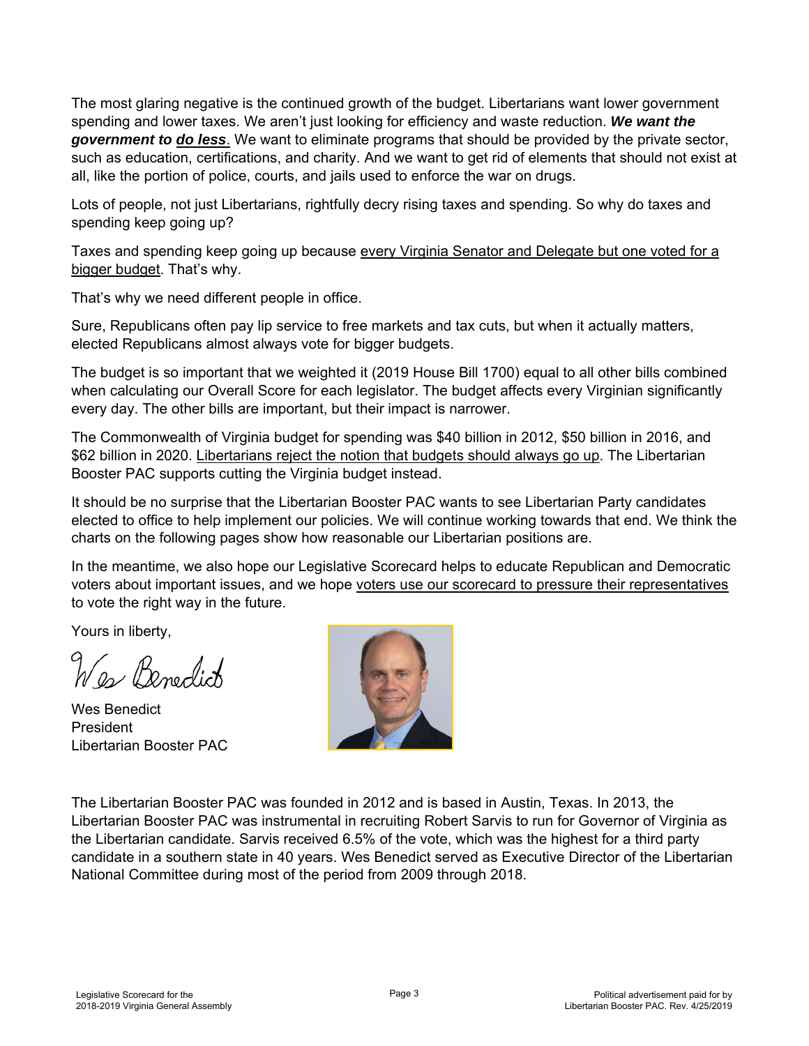The most glaring negative is the continued growth of the budget. Libertarians want lower government spending and lower taxes. We aren't just looking for efficiency and waste reduction. ***We want the government to <u>do less</u>***. We want to eliminate programs that should be provided by the private sector, such as education, certifications, and charity. And we want to get rid of elements that should not exist at all, like the portion of police, courts, and jails used to enforce the war on drugs.

Lots of people, not just Libertarians, rightfully decry rising taxes and spending. So why do taxes and spending keep going up?

Taxes and spending keep going up because <u>every Virginia Senator and Delegate but one voted for a bigger budget</u>. That's why.

That's why we need different people in office.

Sure, Republicans often pay lip service to free markets and tax cuts, but when it actually matters, elected Republicans almost always vote for bigger budgets.

The budget is so important that we weighted it (2019 House Bill 1700) equal to all other bills combined when calculating our Overall Score for each legislator. The budget affects every Virginian significantly every day. The other bills are important, but their impact is narrower.

The Commonwealth of Virginia budget for spending was $40 billion in 2012, $50 billion in 2016, and $62 billion in 2020. <u>Libertarians reject the notion that budgets should always go up</u>. The Libertarian Booster PAC supports cutting the Virginia budget instead.

It should be no surprise that the Libertarian Booster PAC wants to see Libertarian Party candidates elected to office to help implement our policies. We will continue working towards that end. We think the charts on the following pages show how reasonable our Libertarian positions are.

In the meantime, we also hope our Legislative Scorecard helps to educate Republican and Democratic voters about important issues, and we hope <u>voters use our scorecard to pressure their representatives</u> to vote the right way in the future.

Yours in liberty,

Wes Benedict

Wes Benedict
President
Libertarian Booster PAC

The Libertarian Booster PAC was founded in 2012 and is based in Austin, Texas. In 2013, the Libertarian Booster PAC was instrumental in recruiting Robert Sarvis to run for Governor of Virginia as the Libertarian candidate. Sarvis received 6.5% of the vote, which was the highest for a third party candidate in a southern state in 40 years. Wes Benedict served as Executive Director of the Libertarian National Committee during most of the period from 2009 through 2018.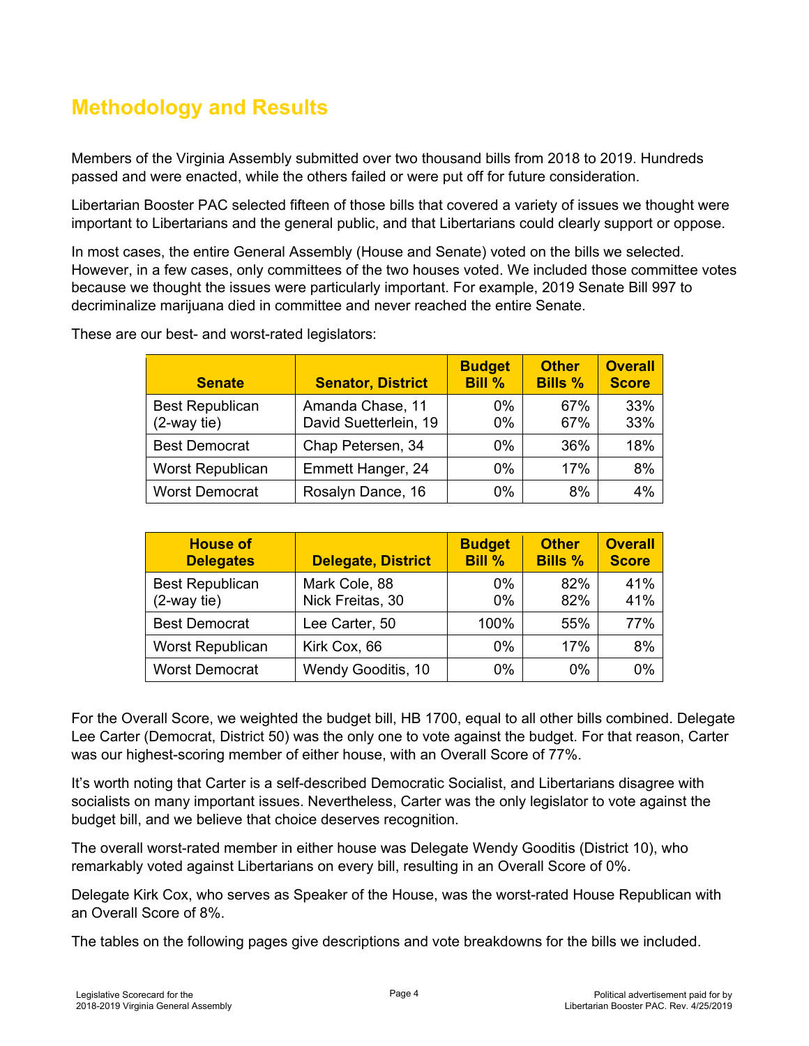## Methodology and Results

Members of the Virginia Assembly submitted over two thousand bills from 2018 to 2019. Hundreds passed and were enacted, while the others failed or were put off for future consideration.

Libertarian Booster PAC selected fifteen of those bills that covered a variety of issues we thought were important to Libertarians and the general public, and that Libertarians could clearly support or oppose.

In most cases, the entire General Assembly (House and Senate) voted on the bills we selected. However, in a few cases, only committees of the two houses voted. We included those committee votes because we thought the issues were particularly important. For example, 2019 Senate Bill 997 to decriminalize marijuana died in committee and never reached the entire Senate.

These are our best- and worst-rated legislators:

| Senate | Senator, District | Budget Bill % | Other Bills % | Overall Score |
|---|---|---|---|---|
| Best Republican (2-way tie) | Amanda Chase, 11<br>David Suetterlein, 19 | 0%<br>0% | 67%<br>67% | 33%<br>33% |
| Best Democrat | Chap Petersen, 34 | 0% | 36% | 18% |
| Worst Republican | Emmett Hanger, 24 | 0% | 17% | 8% |
| Worst Democrat | Rosalyn Dance, 16 | 0% | 8% | 4% |

| House of Delegates | Delegate, District | Budget Bill % | Other Bills % | Overall Score |
|---|---|---|---|---|
| Best Republican (2-way tie) | Mark Cole, 88<br>Nick Freitas, 30 | 0%<br>0% | 82%<br>82% | 41%<br>41% |
| Best Democrat | Lee Carter, 50 | 100% | 55% | 77% |
| Worst Republican | Kirk Cox, 66 | 0% | 17% | 8% |
| Worst Democrat | Wendy Gooditis, 10 | 0% | 0% | 0% |

For the Overall Score, we weighted the budget bill, HB 1700, equal to all other bills combined. Delegate Lee Carter (Democrat, District 50) was the only one to vote against the budget. For that reason, Carter was our highest-scoring member of either house, with an Overall Score of 77%.

It's worth noting that Carter is a self-described Democratic Socialist, and Libertarians disagree with socialists on many important issues. Nevertheless, Carter was the only legislator to vote against the budget bill, and we believe that choice deserves recognition.

The overall worst-rated member in either house was Delegate Wendy Gooditis (District 10), who remarkably voted against Libertarians on every bill, resulting in an Overall Score of 0%.

Delegate Kirk Cox, who serves as Speaker of the House, was the worst-rated House Republican with an Overall Score of 8%.

The tables on the following pages give descriptions and vote breakdowns for the bills we included.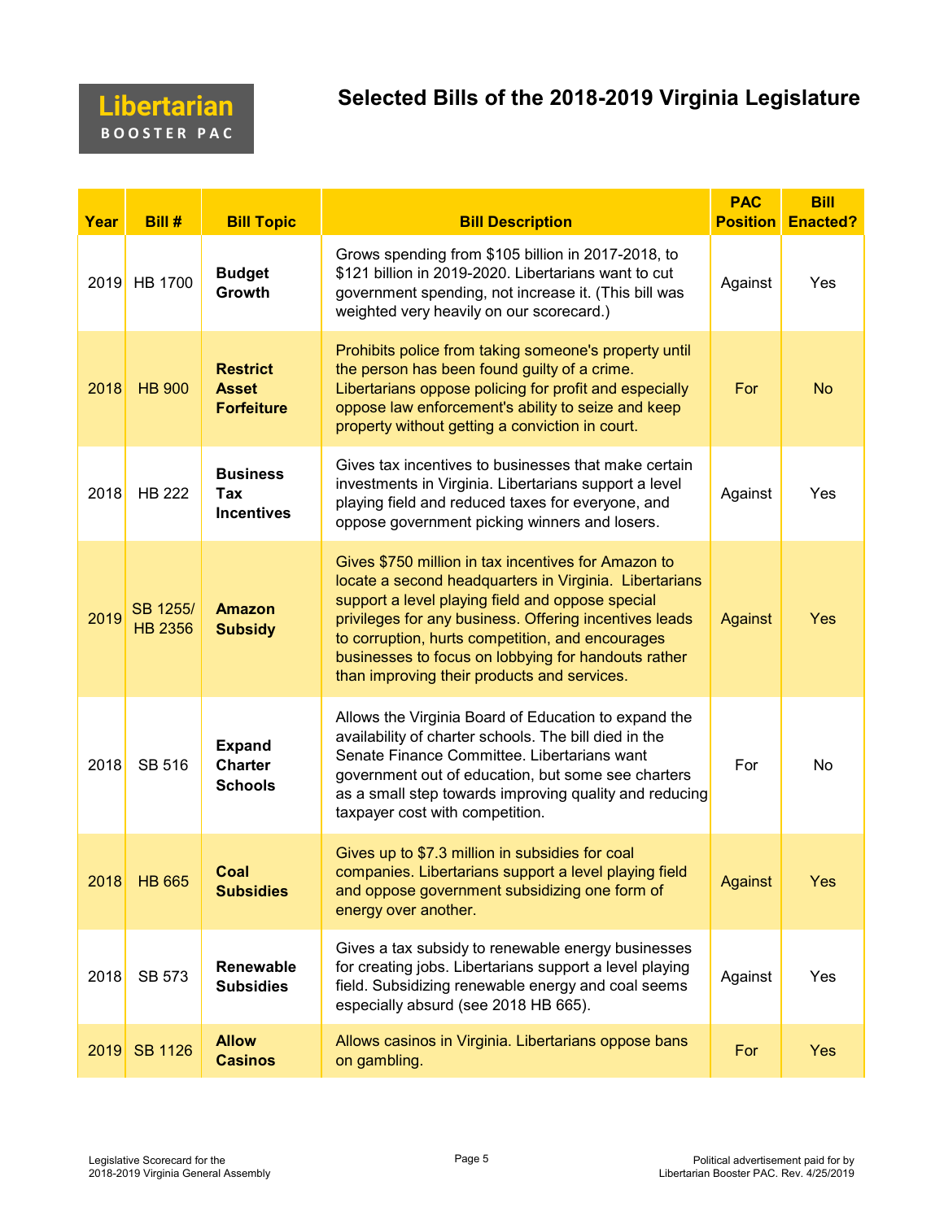Libertarian
BOOSTER PAC

# Selected Bills of the 2018-2019 Virginia Legislature

| Year | Bill # | Bill Topic | Bill Description | PAC Position | Bill Enacted? |
|---|---|---|---|---|---|
| 2019 | HB 1700 | **Budget Growth** | Grows spending from $105 billion in 2017-2018, to $121 billion in 2019-2020. Libertarians want to cut government spending, not increase it. (This bill was weighted very heavily on our scorecard.) | Against | Yes |
| 2018 | HB 900 | **Restrict Asset Forfeiture** | Prohibits police from taking someone's property until the person has been found guilty of a crime. Libertarians oppose policing for profit and especially oppose law enforcement's ability to seize and keep property without getting a conviction in court. | For | No |
| 2018 | HB 222 | **Business Tax Incentives** | Gives tax incentives to businesses that make certain investments in Virginia. Libertarians support a level playing field and reduced taxes for everyone, and oppose government picking winners and losers. | Against | Yes |
| 2019 | SB 1255/ HB 2356 | **Amazon Subsidy** | Gives $750 million in tax incentives for Amazon to locate a second headquarters in Virginia. Libertarians support a level playing field and oppose special privileges for any business. Offering incentives leads to corruption, hurts competition, and encourages businesses to focus on lobbying for handouts rather than improving their products and services. | Against | Yes |
| 2018 | SB 516 | **Expand Charter Schools** | Allows the Virginia Board of Education to expand the availability of charter schools. The bill died in the Senate Finance Committee. Libertarians want government out of education, but some see charters as a small step towards improving quality and reducing taxpayer cost with competition. | For | No |
| 2018 | HB 665 | **Coal Subsidies** | Gives up to $7.3 million in subsidies for coal companies. Libertarians support a level playing field and oppose government subsidizing one form of energy over another. | Against | Yes |
| 2018 | SB 573 | **Renewable Subsidies** | Gives a tax subsidy to renewable energy businesses for creating jobs. Libertarians support a level playing field. Subsidizing renewable energy and coal seems especially absurd (see 2018 HB 665). | Against | Yes |
| 2019 | SB 1126 | **Allow Casinos** | Allows casinos in Virginia. Libertarians oppose bans on gambling. | For | Yes |

Legislative Scorecard for the 2018-2019 Virginia General Assembly

Political advertisement paid for by Libertarian Booster PAC. Rev. 4/25/2019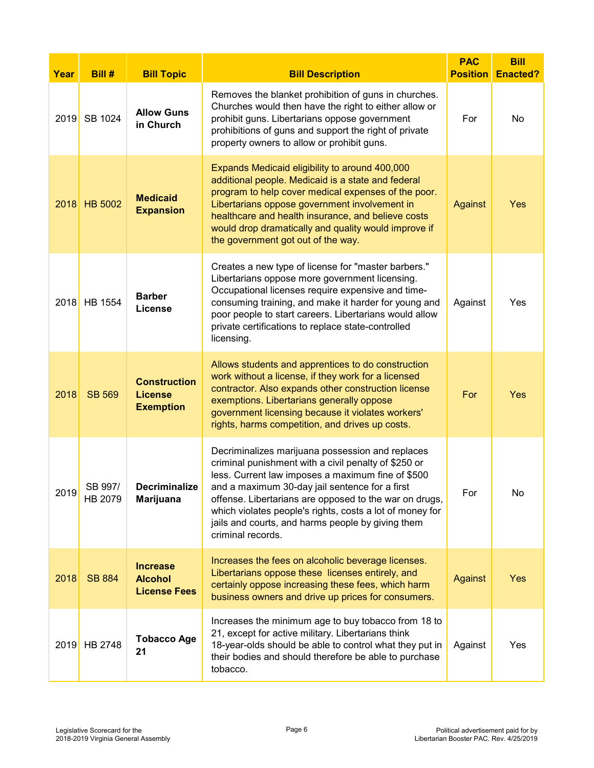| Year | Bill # | Bill Topic | Bill Description | PAC Position | Bill Enacted? |
|---|---|---|---|---|---|
| 2019 | SB 1024 | **Allow Guns in Church** | Removes the blanket prohibition of guns in churches. Churches would then have the right to either allow or prohibit guns. Libertarians oppose government prohibitions of guns and support the right of private property owners to allow or prohibit guns. | For | No |
| 2018 | HB 5002 | **Medicaid Expansion** | Expands Medicaid eligibility to around 400,000 additional people. Medicaid is a state and federal program to help cover medical expenses of the poor. Libertarians oppose government involvement in healthcare and health insurance, and believe costs would drop dramatically and quality would improve if the government got out of the way. | Against | Yes |
| 2018 | HB 1554 | **Barber License** | Creates a new type of license for "master barbers." Libertarians oppose more government licensing. Occupational licenses require expensive and time-consuming training, and make it harder for young and poor people to start careers. Libertarians would allow private certifications to replace state-controlled licensing. | Against | Yes |
| 2018 | SB 569 | **Construction License Exemption** | Allows students and apprentices to do construction work without a license, if they work for a licensed contractor. Also expands other construction license exemptions. Libertarians generally oppose government licensing because it violates workers' rights, harms competition, and drives up costs. | For | Yes |
| 2019 | SB 997/ HB 2079 | **Decriminalize Marijuana** | Decriminalizes marijuana possession and replaces criminal punishment with a civil penalty of $250 or less. Current law imposes a maximum fine of $500 and a maximum 30-day jail sentence for a first offense. Libertarians are opposed to the war on drugs, which violates people's rights, costs a lot of money for jails and courts, and harms people by giving them criminal records. | For | No |
| 2018 | SB 884 | **Increase Alcohol License Fees** | Increases the fees on alcoholic beverage licenses. Libertarians oppose these licenses entirely, and certainly oppose increasing these fees, which harm business owners and drive up prices for consumers. | Against | Yes |
| 2019 | HB 2748 | **Tobacco Age 21** | Increases the minimum age to buy tobacco from 18 to 21, except for active military. Libertarians think 18-year-olds should be able to control what they put in their bodies and should therefore be able to purchase tobacco. | Against | Yes |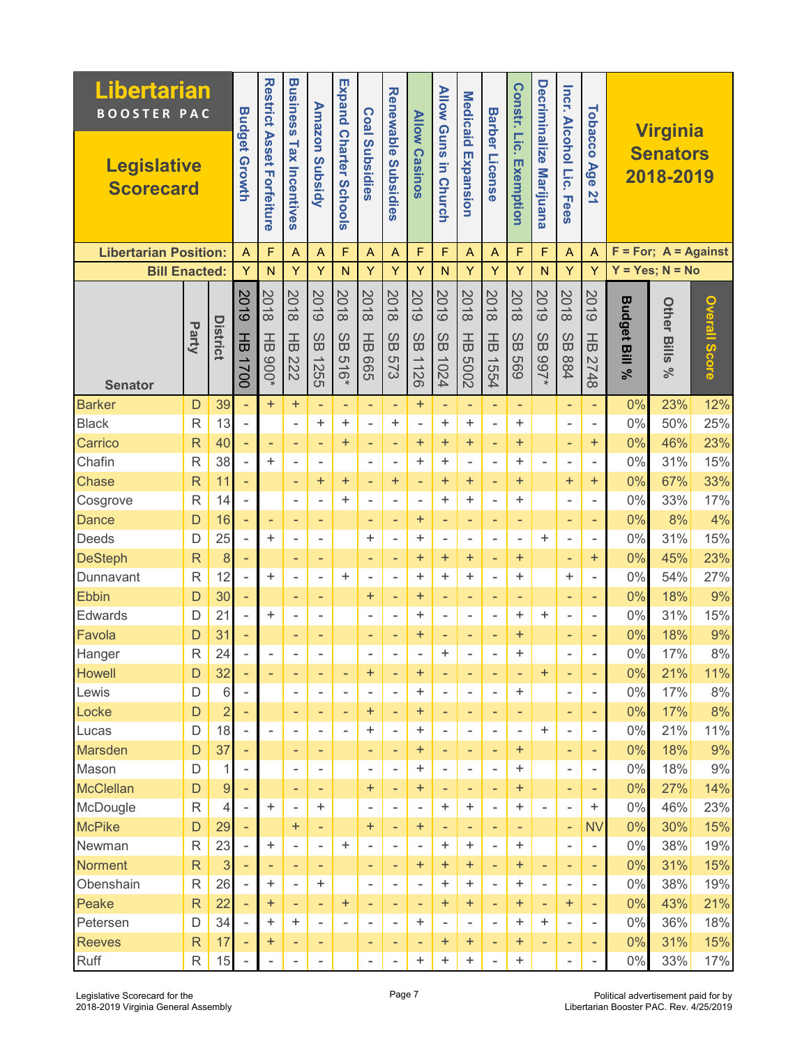# Libertarian BOOSTER PAC

## Legislative Scorecard

## Virginia Senators 2018-2019

F = For; A = Against
Y = Yes; N = No

| Senator | Party | District | Budget Growth | Restrict Asset Forfeiture | Business Tax Incentives | Amazon Subsidy | Expand Charter Schools | Coal Subsidies | Renewable Subsidies | Allow Casinos | Allow Guns in Church | Medicaid Expansion | Barber License | Constr. Lic. Exemption | Decriminalize Marijuana | Incr. Alcohol Lic. Fees | Tobacco Age 21 | Budget Bill % | Other Bills % | Overall Score |
|---|---|---|---|---|---|---|---|---|---|---|---|---|---|---|---|---|---|---|---|---|
| **Libertarian Position:** | | | A | F | A | A | F | A | A | F | F | A | A | F | F | A | A | | | |
| **Bill Enacted:** | | | Y | N | Y | Y | N | Y | Y | Y | N | Y | Y | Y | N | Y | Y | | | |
| | | | 2019 HB 1700 | 2018 HB 900* | 2018 HB 222 | 2019 SB 1255 | 2018 SB 516* | 2018 HB 665 | 2018 SB 573 | 2019 SB 1126 | 2019 SB 1024 | 2018 HB 5002 | 2018 HB 1554 | 2018 SB 569 | 2019 SB 997* | 2018 SB 884 | 2019 HB 2748 | | | |
| Barker | D | 39 | - | + | + | - | - | - | - | + | - | - | - | - | | - | - | 0% | 23% | 12% |
| Black | R | 13 | - | | - | + | + | - | + | - | + | + | - | + | | - | - | 0% | 50% | 25% |
| Carrico | R | 40 | - | - | - | - | + | - | - | + | + | + | - | + | | - | + | 0% | 46% | 23% |
| Chafin | R | 38 | - | + | - | - | | - | - | + | + | - | - | + | - | - | - | 0% | 31% | 15% |
| Chase | R | 11 | - | | - | + | + | - | + | - | + | + | - | + | | + | + | 0% | 67% | 33% |
| Cosgrove | R | 14 | - | | - | - | + | - | - | - | + | + | - | + | | - | - | 0% | 33% | 17% |
| Dance | D | 16 | - | - | - | - | | - | - | + | - | - | - | - | | - | - | 0% | 8% | 4% |
| Deeds | D | 25 | - | + | - | - | | + | - | + | - | - | - | - | + | - | - | 0% | 31% | 15% |
| DeSteph | R | 8 | - | | - | - | | - | - | + | + | + | - | + | | - | + | 0% | 45% | 23% |
| Dunnavant | R | 12 | - | + | - | - | + | - | - | + | + | + | - | + | | + | - | 0% | 54% | 27% |
| Ebbin | D | 30 | - | | - | - | | + | - | + | - | - | - | - | | - | - | 0% | 18% | 9% |
| Edwards | D | 21 | - | + | - | - | | - | - | + | - | - | - | + | + | - | - | 0% | 31% | 15% |
| Favola | D | 31 | - | | - | - | | - | - | + | - | - | - | + | | - | - | 0% | 18% | 9% |
| Hanger | R | 24 | - | - | - | - | | - | - | - | + | - | - | + | | - | - | 0% | 17% | 8% |
| Howell | D | 32 | - | - | - | - | - | + | - | + | - | - | - | - | + | - | - | 0% | 21% | 11% |
| Lewis | D | 6 | - | | - | - | - | - | - | + | - | - | - | + | | - | - | 0% | 17% | 8% |
| Locke | D | 2 | - | | - | - | - | + | - | + | - | - | - | - | | - | - | 0% | 17% | 8% |
| Lucas | D | 18 | - | - | - | - | - | + | - | + | - | - | - | - | + | - | - | 0% | 21% | 11% |
| Marsden | D | 37 | - | | - | - | | - | - | + | - | - | - | + | | - | - | 0% | 18% | 9% |
| Mason | D | 1 | - | | - | - | | - | - | + | - | - | - | + | | - | - | 0% | 18% | 9% |
| McClellan | D | 9 | - | | - | - | | + | - | + | - | - | - | + | | - | - | 0% | 27% | 14% |
| McDougle | R | 4 | - | + | - | + | | - | - | - | + | + | - | + | - | - | + | 0% | 46% | 23% |
| McPike | D | 29 | - | | + | - | | + | - | + | - | - | - | - | | - | NV | 0% | 30% | 15% |
| Newman | R | 23 | - | + | - | - | + | - | - | - | + | + | - | + | | - | - | 0% | 38% | 19% |
| Norment | R | 3 | - | - | - | - | | - | - | + | + | + | - | + | - | - | - | 0% | 31% | 15% |
| Obenshain | R | 26 | - | + | - | + | | - | - | - | + | + | - | + | - | - | - | 0% | 38% | 19% |
| Peake | R | 22 | - | + | - | - | + | - | - | - | + | + | - | + | - | + | - | 0% | 43% | 21% |
| Petersen | D | 34 | - | + | + | - | - | - | - | + | - | - | - | + | + | - | - | 0% | 36% | 18% |
| Reeves | R | 17 | - | + | - | - | | - | - | - | + | + | - | + | - | - | - | 0% | 31% | 15% |
| Ruff | R | 15 | - | - | - | - | | - | - | + | + | + | - | + | | - | - | 0% | 33% | 17% |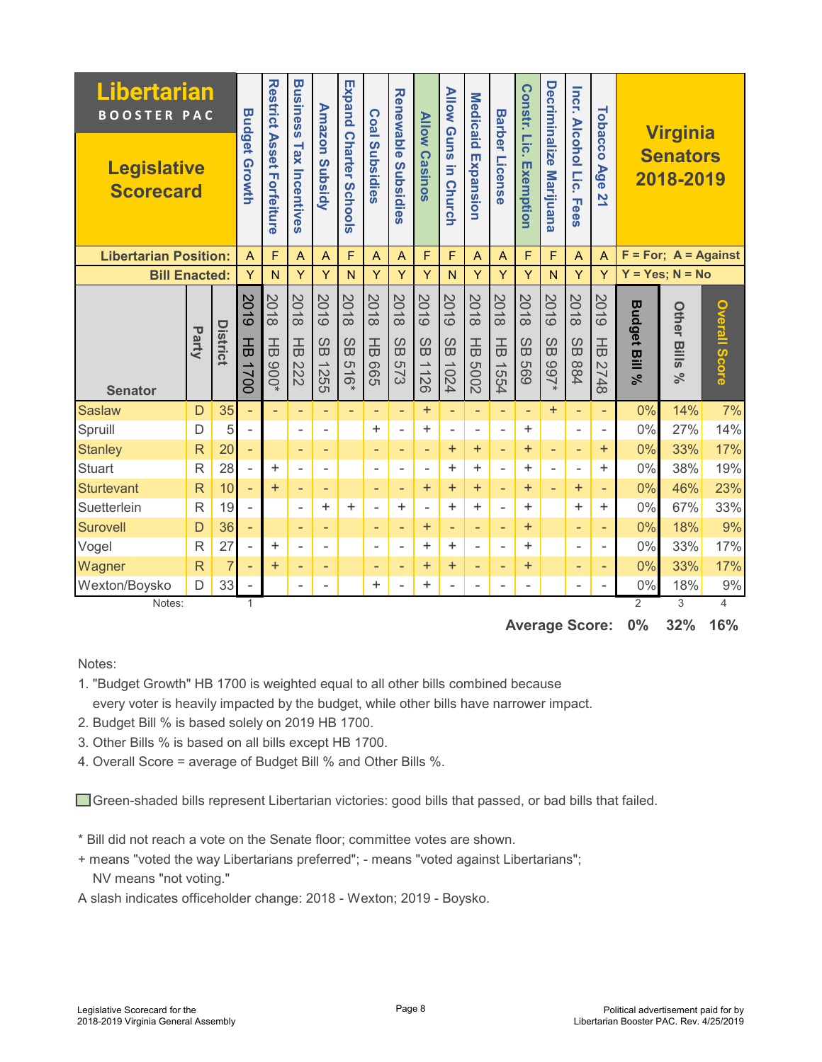# Libertarian BOOSTER PAC

## Legislative Scorecard

## Virginia Senators 2018-2019

| | | | Budget Growth | Restrict Asset Forfeiture | Business Tax Incentives | Amazon Subsidy | Expand Charter Schools | Coal Subsidies | Renewable Subsidies | Allow Casinos | Allow Guns in Church | Medicaid Expansion | Barber License | Constr. Lic. Exemption | Decriminalize Marijuana | Incr. Alcohol Lic. Fees | Tobacco Age 21 | | | |
|---|---|---|---|---|---|---|---|---|---|---|---|---|---|---|---|---|---|---|---|---|
| **Libertarian Position:** | | | A | F | A | A | F | A | A | F | F | A | A | F | F | A | A | F = For; A = Against | | |
| **Bill Enacted:** | | | Y | N | Y | Y | N | Y | Y | Y | N | Y | Y | Y | N | Y | Y | Y = Yes; N = No | | |
| **Senator** | **Party** | **District** | 2019 HB 1700 | 2018 HB 900* | 2018 HB 222 | 2019 SB 1255 | 2018 SB 516* | 2018 HB 665 | 2018 SB 573 | 2019 SB 1126 | 2019 SB 1024 | 2018 HB 5002 | 2018 HB 1554 | 2018 SB 569 | 2019 SB 997* | 2018 SB 884 | 2019 HB 2748 | **Budget Bill %** | **Other Bills %** | **Overall Score** |
| Saslaw | D | 35 | - | - | - | - | - | - | - | + | - | - | - | - | + | - | - | 0% | 14% | 7% |
| Spruill | D | 5 | - | | - | - | | + | - | + | - | - | - | + | | - | - | 0% | 27% | 14% |
| Stanley | R | 20 | - | | - | - | | - | - | - | + | + | - | + | - | - | + | 0% | 33% | 17% |
| Stuart | R | 28 | - | + | - | - | | - | - | - | + | + | - | + | - | - | + | 0% | 38% | 19% |
| Sturtevant | R | 10 | - | + | - | - | | - | - | + | + | + | - | + | - | + | - | 0% | 46% | 23% |
| Suetterlein | R | 19 | - | | - | + | + | - | + | - | + | + | - | + | | + | + | 0% | 67% | 33% |
| Surovell | D | 36 | - | | - | - | | - | - | + | - | - | - | + | | - | - | 0% | 18% | 9% |
| Vogel | R | 27 | - | + | - | - | | - | - | + | + | - | - | + | | - | - | 0% | 33% | 17% |
| Wagner | R | 7 | - | + | - | - | | - | - | + | + | - | - | + | | - | - | 0% | 33% | 17% |
| Wexton/Boysko | D | 33 | - | | - | - | | + | - | + | - | - | - | - | | - | - | 0% | 18% | 9% |
| Notes: | | | 1 | | | | | | | | | | | | | | | 2 | 3 | 4 |

**Average Score: 0% 32% 16%**

Notes:

1. "Budget Growth" HB 1700 is weighted equal to all other bills combined because every voter is heavily impacted by the budget, while other bills have narrower impact.
2. Budget Bill % is based solely on 2019 HB 1700.
3. Other Bills % is based on all bills except HB 1700.
4. Overall Score = average of Budget Bill % and Other Bills %.

Green-shaded bills represent Libertarian victories: good bills that passed, or bad bills that failed.

\* Bill did not reach a vote on the Senate floor; committee votes are shown.

\+ means "voted the way Libertarians preferred"; - means "voted against Libertarians"; NV means "not voting."

A slash indicates officeholder change: 2018 - Wexton; 2019 - Boysko.

Legislative Scorecard for the 2018-2019 Virginia General Assembly

Political advertisement paid for by Libertarian Booster PAC. Rev. 4/25/2019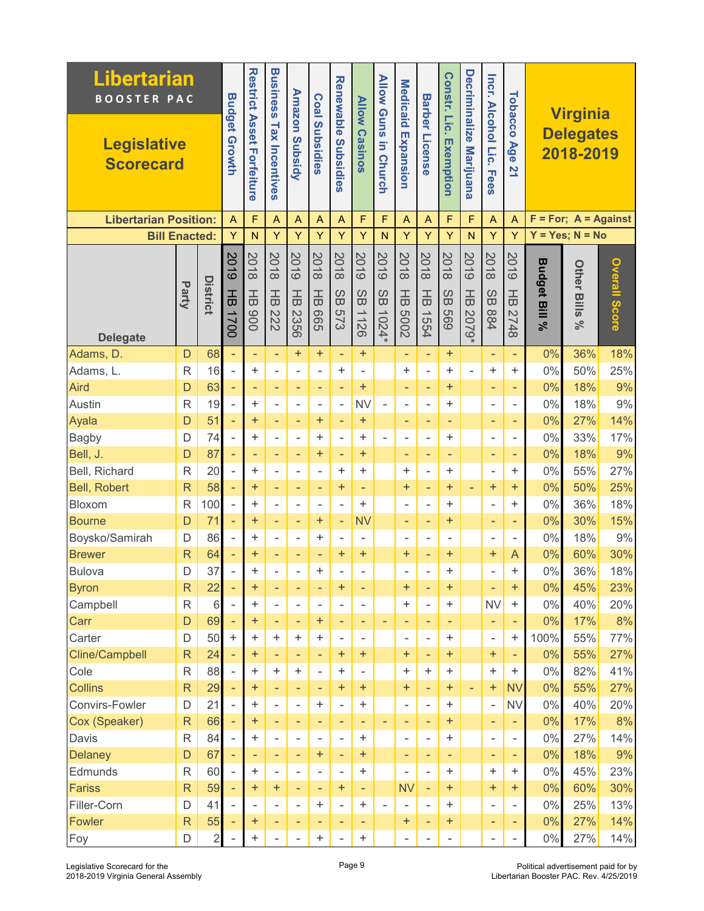# Libertarian BOOSTER PAC

## Legislative Scorecard

## Virginia Delegates 2018-2019

| Delegate | Party | District | Budget Growth | Restrict Asset Forfeiture | Business Tax Incentives | Amazon Subsidy | Coal Subsidies | Renewable Subsidies | Allow Casinos | Allow Guns in Church | Medicaid Expansion | Barber License | Constr. Lic. Exemption | Decriminalize Marijuana | Incr. Alcohol Lic. Fees | Tobacco Age 21 | Budget Bill % | Other Bills % | Overall Score |
|---|---|---|---|---|---|---|---|---|---|---|---|---|---|---|---|---|---|---|---|
| **Libertarian Position:** | | | A | F | A | A | A | A | F | F | A | A | F | F | A | A | F = For; A = Against | | |
| **Bill Enacted:** | | | Y | N | Y | Y | Y | Y | Y | N | Y | Y | Y | N | Y | Y | Y = Yes; N = No | | |
| | | | 2019 HB 1700 | 2018 HB 900 | 2018 HB 222 | 2019 HB 2356 | 2018 HB 665 | 2018 SB 573 | 2019 SB 1126 | 2019 SB 1024* | 2018 HB 5002 | 2018 HB 1554 | 2018 SB 569 | 2019 HB 2079* | 2018 SB 884 | 2019 HB 2748 | | | |
| Adams, D. | D | 68 | - | - | - | + | + | - | + | | - | - | + | | - | - | 0% | 36% | 18% |
| Adams, L. | R | 16 | - | + | - | - | - | + | - | | + | - | + | - | + | + | 0% | 50% | 25% |
| Aird | D | 63 | - | - | - | - | - | - | + | | - | - | + | | - | - | 0% | 18% | 9% |
| Austin | R | 19 | - | + | - | - | - | - | NV | - | - | - | + | | - | - | 0% | 18% | 9% |
| Ayala | D | 51 | - | + | - | - | + | - | + | | - | - | - | | - | - | 0% | 27% | 14% |
| Bagby | D | 74 | - | + | - | - | + | - | + | - | - | - | + | | - | - | 0% | 33% | 17% |
| Bell, J. | D | 87 | - | - | - | - | + | - | + | | - | - | - | | - | - | 0% | 18% | 9% |
| Bell, Richard | R | 20 | - | + | - | - | - | + | + | | + | - | + | | - | + | 0% | 55% | 27% |
| Bell, Robert | R | 58 | - | + | - | - | - | + | - | | + | - | + | - | + | + | 0% | 50% | 25% |
| Bloxom | R | 100 | - | + | - | - | - | - | + | | - | - | + | | - | + | 0% | 36% | 18% |
| Bourne | D | 71 | - | + | - | - | + | - | NV | | - | - | + | | - | - | 0% | 30% | 15% |
| Boysko/Samirah | D | 86 | - | + | - | - | + | - | - | | - | - | - | | - | - | 0% | 18% | 9% |
| Brewer | R | 64 | - | + | - | - | - | + | + | | + | - | + | | + | A | 0% | 60% | 30% |
| Bulova | D | 37 | - | + | - | - | + | - | - | | - | - | + | | - | + | 0% | 36% | 18% |
| Byron | R | 22 | - | + | - | - | - | + | - | | + | - | + | | - | + | 0% | 45% | 23% |
| Campbell | R | 6 | - | + | - | - | - | - | - | | + | - | + | | NV | + | 0% | 40% | 20% |
| Carr | D | 69 | - | + | - | - | + | - | - | - | - | - | - | | - | - | 0% | 17% | 8% |
| Carter | D | 50 | + | + | + | + | + | - | - | | - | - | + | | - | + | 100% | 55% | 77% |
| Cline/Campbell | R | 24 | - | + | - | - | - | + | + | | + | - | + | | + | - | 0% | 55% | 27% |
| Cole | R | 88 | - | + | + | + | - | + | - | | + | + | + | | + | + | 0% | 82% | 41% |
| Collins | R | 29 | - | + | - | - | - | + | + | | + | - | + | - | + | NV | 0% | 55% | 27% |
| Convirs-Fowler | D | 21 | - | + | - | - | + | - | + | | - | - | + | | - | NV | 0% | 40% | 20% |
| Cox (Speaker) | R | 66 | - | + | - | - | - | - | - | - | - | - | + | | - | - | 0% | 17% | 8% |
| Davis | R | 84 | - | + | - | - | - | - | + | | - | - | + | | - | - | 0% | 27% | 14% |
| Delaney | D | 67 | - | - | - | - | + | - | + | | - | - | - | | - | - | 0% | 18% | 9% |
| Edmunds | R | 60 | - | + | - | - | - | - | + | | - | - | + | | + | + | 0% | 45% | 23% |
| Fariss | R | 59 | - | + | + | - | - | + | - | | NV | - | + | | + | + | 0% | 60% | 30% |
| Filler-Corn | D | 41 | - | - | - | - | + | - | + | - | - | - | + | | - | - | 0% | 25% | 13% |
| Fowler | R | 55 | - | + | - | - | - | - | - | | + | - | + | | - | - | 0% | 27% | 14% |
| Foy | D | 2 | - | + | - | - | + | - | + | | - | - | - | | - | - | 0% | 27% | 14% |

Legislative Scorecard for the 2018-2019 Virginia General Assembly

Political advertisement paid for by Libertarian Booster PAC. Rev. 4/25/2019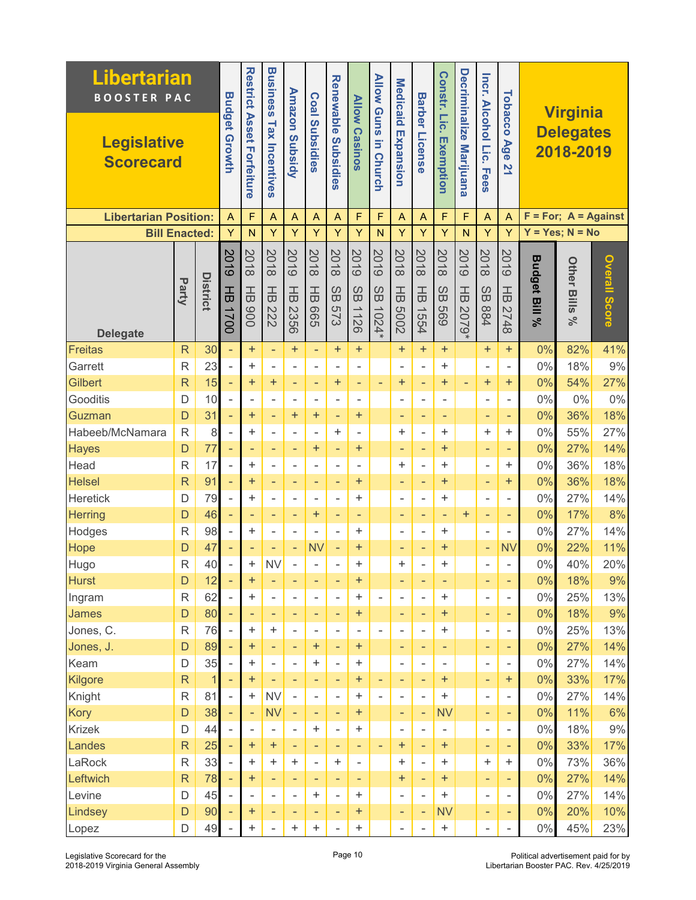# Libertarian BOOSTER PAC

## Legislative Scorecard

## Virginia Delegates 2018-2019

| | | | Budget Growth | Restrict Asset Forfeiture | Business Tax Incentives | Amazon Subsidy | Coal Subsidies | Renewable Subsidies | Allow Casinos | Allow Guns in Church | Medicaid Expansion | Barber License | Constr. Lic. Exemption | Decriminalize Marijuana | Incr. Alcohol Lic. Fees | Tobacco Age 21 | | | |
|---|---|---|---|---|---|---|---|---|---|---|---|---|---|---|---|---|---|---|---|
| **Libertarian Position:** | | | A | F | A | A | A | A | F | F | A | A | F | F | A | A | F = For; A = Against | | |
| **Bill Enacted:** | | | Y | N | Y | Y | Y | Y | Y | N | Y | Y | Y | N | Y | Y | Y = Yes; N = No | | |
| **Delegate** | **Party** | **District** | 2019 HB 1700 | 2018 HB 900 | 2018 HB 222 | 2019 HB 2356 | 2018 HB 665 | 2018 SB 573 | 2019 SB 1126 | 2019 SB 1024* | 2018 HB 5002 | 2018 HB 1554 | 2018 SB 569 | 2019 HB 2079* | 2018 SB 884 | 2019 HB 2748 | **Budget Bill %** | **Other Bills %** | **Overall Score** |
| Freitas | R | 30 | - | + | - | + | - | + | + | | + | + | + | | + | + | 0% | 82% | 41% |
| Garrett | R | 23 | - | + | - | - | - | - | - | | - | - | + | | - | - | 0% | 18% | 9% |
| Gilbert | R | 15 | - | + | + | - | - | + | - | - | + | - | + | - | + | + | 0% | 54% | 27% |
| Gooditis | D | 10 | - | - | - | - | - | - | - | | - | - | - | | - | - | 0% | 0% | 0% |
| Guzman | D | 31 | - | + | - | + | + | - | + | | - | - | - | | - | - | 0% | 36% | 18% |
| Habeeb/McNamara | R | 8 | - | + | - | - | - | + | - | | + | - | + | | + | + | 0% | 55% | 27% |
| Hayes | D | 77 | - | - | - | - | + | - | + | | - | - | + | | - | - | 0% | 27% | 14% |
| Head | R | 17 | - | + | - | - | - | - | - | | + | - | + | | - | + | 0% | 36% | 18% |
| Helsel | R | 91 | - | + | - | - | - | - | + | | - | - | + | | - | + | 0% | 36% | 18% |
| Heretick | D | 79 | - | + | - | - | - | - | + | | - | - | + | | - | - | 0% | 27% | 14% |
| Herring | D | 46 | - | - | - | - | + | - | - | | - | - | - | + | - | - | 0% | 17% | 8% |
| Hodges | R | 98 | - | + | - | - | - | - | + | | - | - | + | | - | - | 0% | 27% | 14% |
| Hope | D | 47 | - | - | - | - | NV | - | + | | - | - | + | | - | NV | 0% | 22% | 11% |
| Hugo | R | 40 | - | + | NV | - | - | - | + | | + | - | + | | - | - | 0% | 40% | 20% |
| Hurst | D | 12 | - | + | - | - | - | - | + | | - | - | - | | - | - | 0% | 18% | 9% |
| Ingram | R | 62 | - | + | - | - | - | - | + | - | - | - | + | | - | - | 0% | 25% | 13% |
| James | D | 80 | - | - | - | - | - | - | + | | - | - | + | | - | - | 0% | 18% | 9% |
| Jones, C. | R | 76 | - | + | + | - | - | - | - | - | - | - | + | | - | - | 0% | 25% | 13% |
| Jones, J. | D | 89 | - | + | - | - | + | - | + | | - | - | - | | - | - | 0% | 27% | 14% |
| Keam | D | 35 | - | + | - | - | + | - | + | | - | - | - | | - | - | 0% | 27% | 14% |
| Kilgore | R | 1 | - | + | - | - | - | - | + | - | - | - | + | | - | + | 0% | 33% | 17% |
| Knight | R | 81 | - | + | NV | - | - | - | + | - | - | - | + | | - | - | 0% | 27% | 14% |
| Kory | D | 38 | - | - | NV | - | - | - | + | | - | - | NV | | - | - | 0% | 11% | 6% |
| Krizek | D | 44 | - | - | - | - | + | - | + | | - | - | - | | - | - | 0% | 18% | 9% |
| Landes | R | 25 | - | + | + | - | - | - | - | - | + | - | + | | - | - | 0% | 33% | 17% |
| LaRock | R | 33 | - | + | + | + | - | + | - | | + | - | + | | + | + | 0% | 73% | 36% |
| Leftwich | R | 78 | - | + | - | - | - | - | - | | + | - | + | | - | - | 0% | 27% | 14% |
| Levine | D | 45 | - | - | - | - | + | - | + | | - | - | + | | - | - | 0% | 27% | 14% |
| Lindsey | D | 90 | - | + | - | - | - | - | + | | - | - | NV | | - | - | 0% | 20% | 10% |
| Lopez | D | 49 | - | + | - | + | + | - | + | | - | - | + | | - | - | 0% | 45% | 23% |

Legislative Scorecard for the 2018-2019 Virginia General Assembly

Political advertisement paid for by Libertarian Booster PAC. Rev. 4/25/2019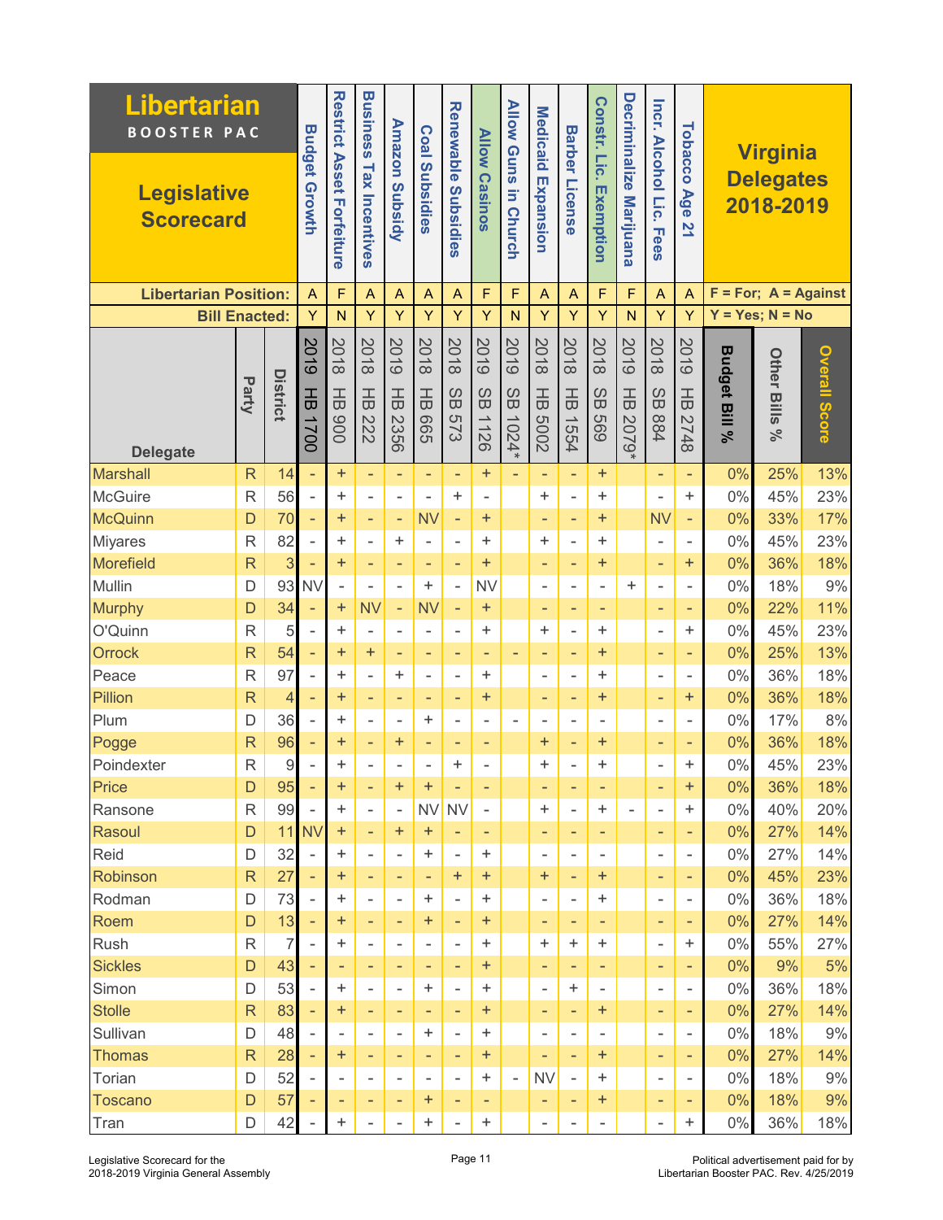# Libertarian BOOSTER PAC

## Legislative Scorecard

## Virginia Delegates 2018-2019

F = For; A = Against
Y = Yes; N = No

| Delegate | Party | District | Budget Growth 2019 HB 1700 | Restrict Asset Forfeiture 2018 HB 900 | Business Tax Incentives 2018 HB 222 | Amazon Subsidy 2019 HB 2356 | Coal Subsidies 2018 HB 665 | Renewable Subsidies 2018 SB 573 | Allow Casinos 2019 SB 1126 | Allow Guns in Church 2019 SB 1024* | Medicaid Expansion 2018 HB 5002 | Barber License 2018 HB 1554 | Constr. Lic. Exemption 2018 SB 569 | Decriminalize Marijuana 2019 HB 2079* | Incr. Alcohol Lic. Fees 2018 SB 884 | Tobacco Age 21 2019 HB 2748 | Budget Bill % | Other Bills % | Overall Score |
|---|---|---|---|---|---|---|---|---|---|---|---|---|---|---|---|---|---|---|---|
| Libertarian Position: | | | A | F | A | A | A | A | F | F | A | A | F | F | A | A | | | |
| Bill Enacted: | | | Y | N | Y | Y | Y | Y | Y | N | Y | Y | Y | N | Y | Y | | | |
| Marshall | R | 14 | - | + | - | - | - | - | + | - | - | - | + | | - | - | 0% | 25% | 13% |
| McGuire | R | 56 | - | + | - | - | - | + | - | | + | - | + | | - | + | 0% | 45% | 23% |
| McQuinn | D | 70 | - | + | - | - | NV | - | + | | - | - | + | | NV | - | 0% | 33% | 17% |
| Miyares | R | 82 | - | + | - | + | - | - | + | | + | - | + | | - | - | 0% | 45% | 23% |
| Morefield | R | 3 | - | + | - | - | - | - | + | | - | - | + | | - | + | 0% | 36% | 18% |
| Mullin | D | 93 | NV | - | - | - | + | - | NV | | - | - | - | + | - | - | 0% | 18% | 9% |
| Murphy | D | 34 | - | + | NV | - | NV | - | + | | - | - | - | | - | - | 0% | 22% | 11% |
| O'Quinn | R | 5 | - | + | - | - | - | - | + | | + | - | + | | - | + | 0% | 45% | 23% |
| Orrock | R | 54 | - | + | + | - | - | - | - | - | - | - | + | | - | - | 0% | 25% | 13% |
| Peace | R | 97 | - | + | - | + | - | - | + | | - | - | + | | - | - | 0% | 36% | 18% |
| Pillion | R | 4 | - | + | - | - | - | - | + | | - | - | + | | - | + | 0% | 36% | 18% |
| Plum | D | 36 | - | + | - | - | + | - | - | - | - | - | - | | - | - | 0% | 17% | 8% |
| Pogge | R | 96 | - | + | - | + | - | - | - | | + | - | + | | - | - | 0% | 36% | 18% |
| Poindexter | R | 9 | - | + | - | - | - | + | - | | + | - | + | | - | + | 0% | 45% | 23% |
| Price | D | 95 | - | + | - | + | + | - | - | | - | - | - | | - | + | 0% | 36% | 18% |
| Ransone | R | 99 | - | + | - | - | NV | NV | - | | + | - | + | - | - | + | 0% | 40% | 20% |
| Rasoul | D | 11 | NV | + | - | + | + | - | - | | - | - | - | | - | - | 0% | 27% | 14% |
| Reid | D | 32 | - | + | - | - | + | - | + | | - | - | - | | - | - | 0% | 27% | 14% |
| Robinson | R | 27 | - | + | - | - | - | + | + | | + | - | + | | - | - | 0% | 45% | 23% |
| Rodman | D | 73 | - | + | - | - | + | - | + | | - | - | + | | - | - | 0% | 36% | 18% |
| Roem | D | 13 | - | + | - | - | + | - | + | | - | - | - | | - | - | 0% | 27% | 14% |
| Rush | R | 7 | - | + | - | - | - | - | + | | + | + | + | | - | + | 0% | 55% | 27% |
| Sickles | D | 43 | - | - | - | - | - | - | + | | - | - | - | | - | - | 0% | 9% | 5% |
| Simon | D | 53 | - | + | - | - | + | - | + | | - | + | - | | - | - | 0% | 36% | 18% |
| Stolle | R | 83 | - | + | - | - | - | - | + | | - | - | + | | - | - | 0% | 27% | 14% |
| Sullivan | D | 48 | - | - | - | - | + | - | + | | - | - | - | | - | - | 0% | 18% | 9% |
| Thomas | R | 28 | - | + | - | - | - | - | + | | - | - | + | | - | - | 0% | 27% | 14% |
| Torian | D | 52 | - | - | - | - | - | - | + | - | NV | - | + | | - | - | 0% | 18% | 9% |
| Toscano | D | 57 | - | - | - | - | + | - | - | | - | - | + | | - | - | 0% | 18% | 9% |
| Tran | D | 42 | - | + | - | - | + | - | + | | - | - | - | | - | + | 0% | 36% | 18% |

Legislative Scorecard for the 2018-2019 Virginia General Assembly

Political advertisement paid for by Libertarian Booster PAC. Rev. 4/25/2019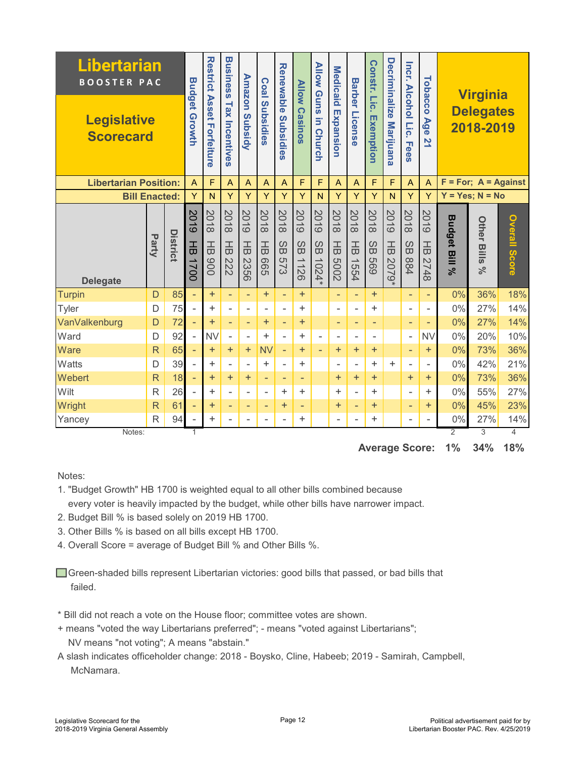# Libertarian BOOSTER PAC

## Legislative Scorecard

## Virginia Delegates 2018-2019

| | | | Budget Growth | Restrict Asset Forfeiture | Business Tax Incentives | Amazon Subsidy | Coal Subsidies | Renewable Subsidies | Allow Casinos | Allow Guns in Church | Medicaid Expansion | Barber License | Constr. Lic. Exemption | Decriminalize Marijuana | Incr. Alcohol Lic. Fees | Tobacco Age 21 | | | |
|---|---|---|---|---|---|---|---|---|---|---|---|---|---|---|---|---|---|---|---|
| **Libertarian Position:** | | | A | F | A | A | A | A | F | F | A | A | F | F | A | A | F = For; A = Against | | |
| **Bill Enacted:** | | | Y | N | Y | Y | Y | Y | Y | N | Y | Y | Y | N | Y | Y | Y = Yes; N = No | | |
| **Delegate** | **Party** | **District** | 2019 HB 1700 | 2018 HB 900 | 2018 HB 222 | 2019 HB 2356 | 2018 HB 665 | 2018 SB 573 | 2019 SB 1126 | 2019 SB 1024* | 2018 HB 5002 | 2018 HB 1554 | 2018 SB 569 | 2019 HB 2079* | 2018 SB 884 | 2019 HB 2748 | **Budget Bill %** | **Other Bills %** | **Overall Score** |
| Turpin | D | 85 | - | + | - | - | + | - | + | | - | - | + | | - | - | 0% | 36% | 18% |
| Tyler | D | 75 | - | + | - | - | - | - | + | | - | - | + | | - | - | 0% | 27% | 14% |
| VanValkenburg | D | 72 | - | + | - | - | + | - | + | | - | - | - | | - | - | 0% | 27% | 14% |
| Ward | D | 92 | - | NV | - | - | + | - | + | - | - | - | - | | - | NV | 0% | 20% | 10% |
| Ware | R | 65 | - | + | + | + | NV | - | + | - | + | + | + | | - | + | 0% | 73% | 36% |
| Watts | D | 39 | - | + | - | - | + | - | + | | - | - | + | + | - | - | 0% | 42% | 21% |
| Webert | R | 18 | - | + | + | + | - | - | - | | + | + | + | | + | + | 0% | 73% | 36% |
| Wilt | R | 26 | - | + | - | - | - | + | + | | + | - | + | | - | + | 0% | 55% | 27% |
| Wright | R | 61 | - | + | - | - | - | + | - | | + | - | + | | - | + | 0% | 45% | 23% |
| Yancey | R | 94 | - | + | - | - | - | - | + | | - | - | + | | - | - | 0% | 27% | 14% |
| Notes: | | | 1 | | | | | | | | | | | | | | 2 | 3 | 4 |
| | | | | | | | | | | | | | | | **Average Score:** | | **1%** | **34%** | **18%** |

Notes:

1. "Budget Growth" HB 1700 is weighted equal to all other bills combined because every voter is heavily impacted by the budget, while other bills have narrower impact.
2. Budget Bill % is based solely on 2019 HB 1700.
3. Other Bills % is based on all bills except HB 1700.
4. Overall Score = average of Budget Bill % and Other Bills %.

Green-shaded bills represent Libertarian victories: good bills that passed, or bad bills that failed.

\* Bill did not reach a vote on the House floor; committee votes are shown.

\+ means "voted the way Libertarians preferred"; - means "voted against Libertarians"; NV means "not voting"; A means "abstain."

A slash indicates officeholder change: 2018 - Boysko, Cline, Habeeb; 2019 - Samirah, Campbell, McNamara.

Legislative Scorecard for the 2018-2019 Virginia General Assembly

Political advertisement paid for by Libertarian Booster PAC. Rev. 4/25/2019